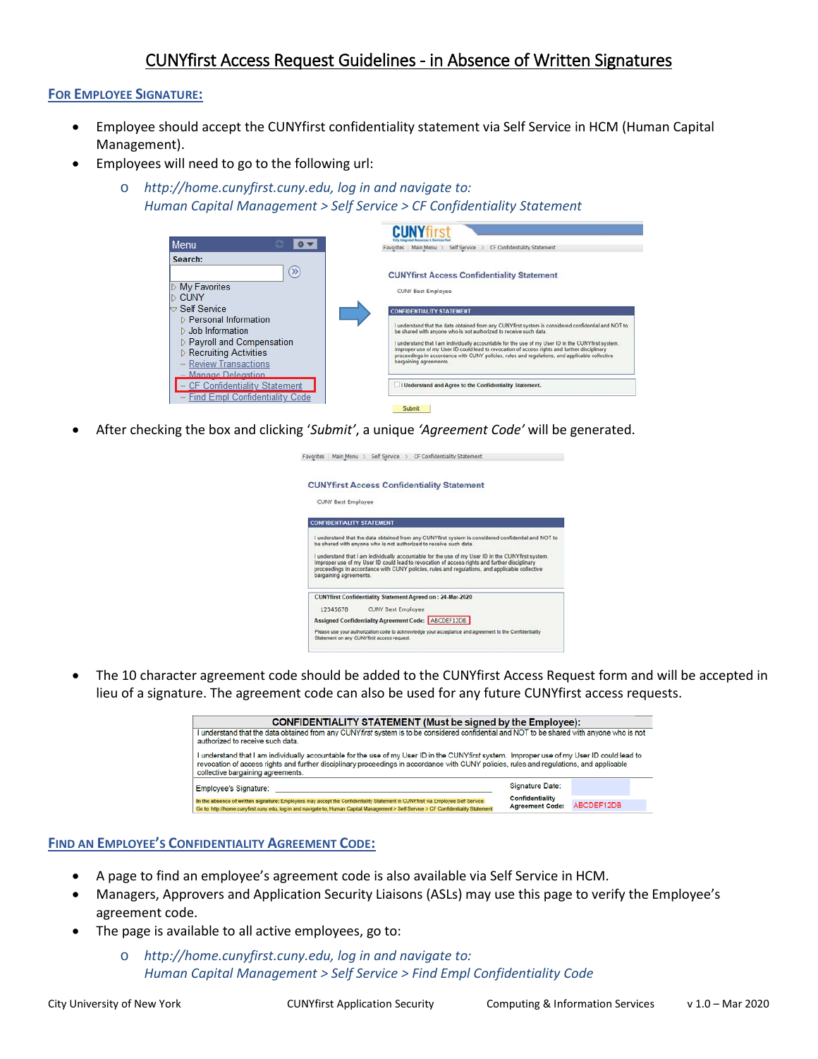# CUNYfirst Access Request Guidelines - in Absence of Written Signatures

## For Employee Signature:

- Employee should accept the CUNYfirst confidentiality statement via Self Service in HCM (Human Capital Management).
- Employees will need to go to the following url:
  - *http://home.cunyfirst.cuny.edu, log in and navigate to: Human Capital Management > Self Service > CF Confidentiality Statement*
- After checking the box and clicking '*Submit*', a unique *'Agreement Code'* will be generated.
- The 10 character agreement code should be added to the CUNYfirst Access Request form and will be accepted in lieu of a signature. The agreement code can also be used for any future CUNYfirst access requests.

## Find an Employee's Confidentiality Agreement Code:

- A page to find an employee's agreement code is also available via Self Service in HCM.
- Managers, Approvers and Application Security Liaisons (ASLs) may use this page to verify the Employee's agreement code.
- The page is available to all active employees, go to:
  - *http://home.cunyfirst.cuny.edu, log in and navigate to: Human Capital Management > Self Service > Find Empl Confidentiality Code*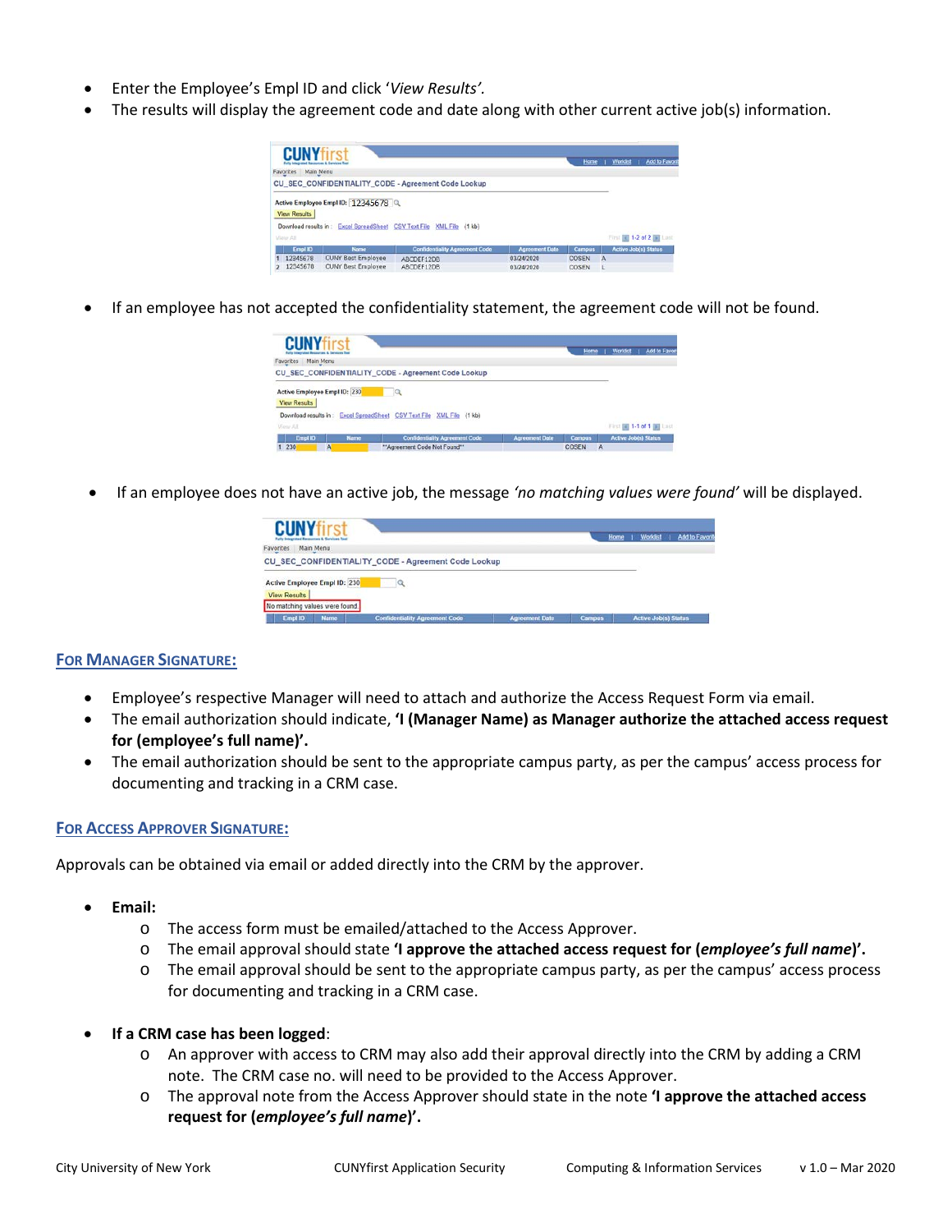- Enter the Employee's Empl ID and click '*View Results'*.
- The results will display the agreement code and date along with other current active job(s) information.

- If an employee has not accepted the confidentiality statement, the agreement code will not be found.

- If an employee does not have an active job, the message *'no matching values were found'* will be displayed.

## For Manager Signature:

- Employee's respective Manager will need to attach and authorize the Access Request Form via email.
- The email authorization should indicate, **'I (Manager Name) as Manager authorize the attached access request for (employee's full name)'.**
- The email authorization should be sent to the appropriate campus party, as per the campus' access process for documenting and tracking in a CRM case.

## For Access Approver Signature:

Approvals can be obtained via email or added directly into the CRM by the approver.

- **Email:**
  - The access form must be emailed/attached to the Access Approver.
  - The email approval should state **'I approve the attached access request for (*employee's full name*)'.**
  - The email approval should be sent to the appropriate campus party, as per the campus' access process for documenting and tracking in a CRM case.

- **If a CRM case has been logged**:
  - An approver with access to CRM may also add their approval directly into the CRM by adding a CRM note. The CRM case no. will need to be provided to the Access Approver.
  - The approval note from the Access Approver should state in the note **'I approve the attached access request for (*employee's full name*)'.**